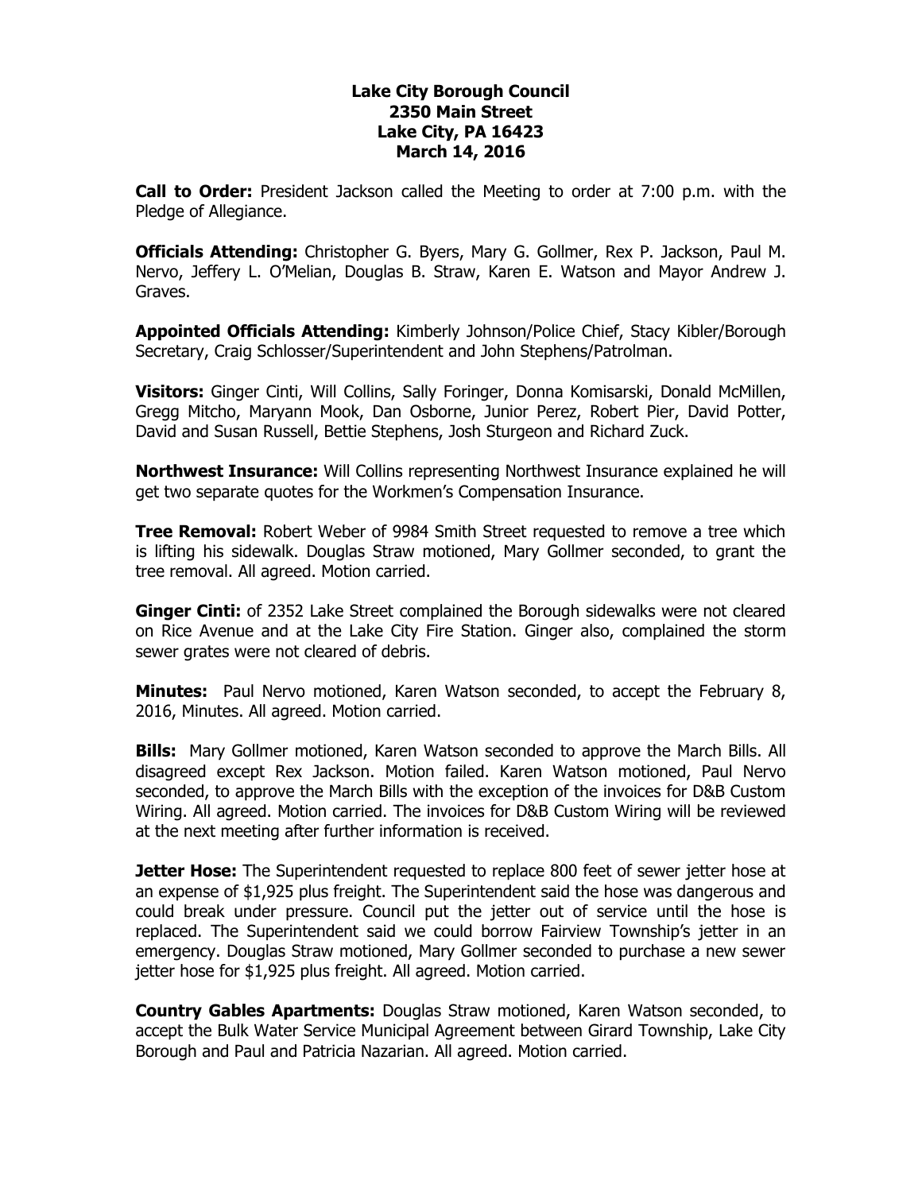**Lake City Borough Council**
**2350 Main Street**
**Lake City, PA 16423**
**March 14, 2016**

**Call to Order:** President Jackson called the Meeting to order at 7:00 p.m. with the Pledge of Allegiance.

**Officials Attending:** Christopher G. Byers, Mary G. Gollmer, Rex P. Jackson, Paul M. Nervo, Jeffery L. O'Melian, Douglas B. Straw, Karen E. Watson and Mayor Andrew J. Graves.

**Appointed Officials Attending:** Kimberly Johnson/Police Chief, Stacy Kibler/Borough Secretary, Craig Schlosser/Superintendent and John Stephens/Patrolman.

**Visitors:** Ginger Cinti, Will Collins, Sally Foringer, Donna Komisarski, Donald McMillen, Gregg Mitcho, Maryann Mook, Dan Osborne, Junior Perez, Robert Pier, David Potter, David and Susan Russell, Bettie Stephens, Josh Sturgeon and Richard Zuck.

**Northwest Insurance:** Will Collins representing Northwest Insurance explained he will get two separate quotes for the Workmen's Compensation Insurance.

**Tree Removal:** Robert Weber of 9984 Smith Street requested to remove a tree which is lifting his sidewalk. Douglas Straw motioned, Mary Gollmer seconded, to grant the tree removal. All agreed. Motion carried.

**Ginger Cinti:** of 2352 Lake Street complained the Borough sidewalks were not cleared on Rice Avenue and at the Lake City Fire Station. Ginger also, complained the storm sewer grates were not cleared of debris.

**Minutes:** Paul Nervo motioned, Karen Watson seconded, to accept the February 8, 2016, Minutes. All agreed. Motion carried.

**Bills:** Mary Gollmer motioned, Karen Watson seconded to approve the March Bills. All disagreed except Rex Jackson. Motion failed. Karen Watson motioned, Paul Nervo seconded, to approve the March Bills with the exception of the invoices for D&B Custom Wiring. All agreed. Motion carried. The invoices for D&B Custom Wiring will be reviewed at the next meeting after further information is received.

**Jetter Hose:** The Superintendent requested to replace 800 feet of sewer jetter hose at an expense of $1,925 plus freight. The Superintendent said the hose was dangerous and could break under pressure. Council put the jetter out of service until the hose is replaced. The Superintendent said we could borrow Fairview Township's jetter in an emergency. Douglas Straw motioned, Mary Gollmer seconded to purchase a new sewer jetter hose for $1,925 plus freight. All agreed. Motion carried.

**Country Gables Apartments:** Douglas Straw motioned, Karen Watson seconded, to accept the Bulk Water Service Municipal Agreement between Girard Township, Lake City Borough and Paul and Patricia Nazarian. All agreed. Motion carried.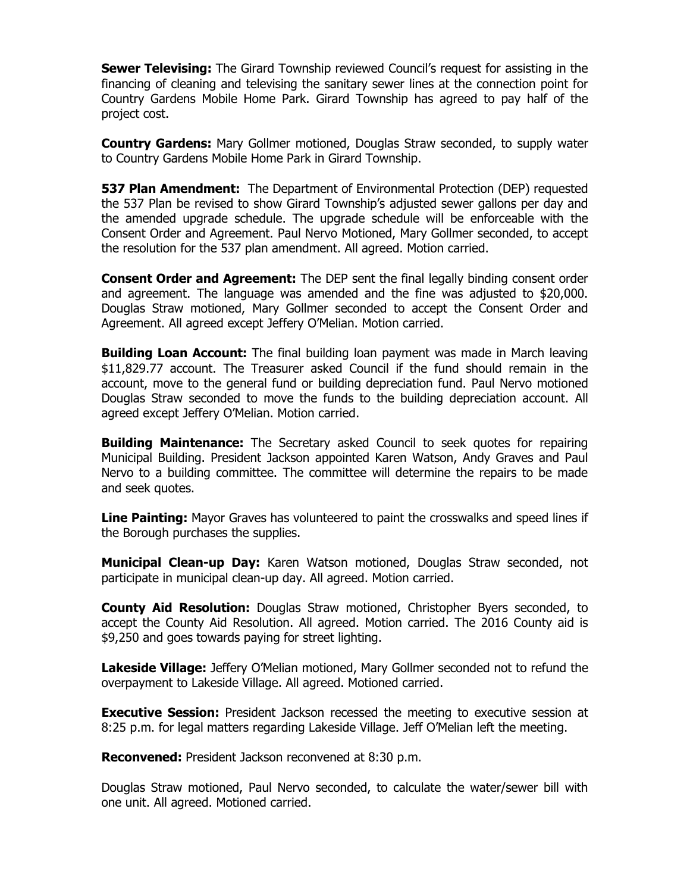**Sewer Televising:** The Girard Township reviewed Council's request for assisting in the financing of cleaning and televising the sanitary sewer lines at the connection point for Country Gardens Mobile Home Park. Girard Township has agreed to pay half of the project cost.

**Country Gardens:** Mary Gollmer motioned, Douglas Straw seconded, to supply water to Country Gardens Mobile Home Park in Girard Township.

**537 Plan Amendment:** The Department of Environmental Protection (DEP) requested the 537 Plan be revised to show Girard Township's adjusted sewer gallons per day and the amended upgrade schedule. The upgrade schedule will be enforceable with the Consent Order and Agreement. Paul Nervo Motioned, Mary Gollmer seconded, to accept the resolution for the 537 plan amendment. All agreed. Motion carried.

**Consent Order and Agreement:** The DEP sent the final legally binding consent order and agreement. The language was amended and the fine was adjusted to $20,000. Douglas Straw motioned, Mary Gollmer seconded to accept the Consent Order and Agreement. All agreed except Jeffery O'Melian. Motion carried.

**Building Loan Account:** The final building loan payment was made in March leaving $11,829.77 account. The Treasurer asked Council if the fund should remain in the account, move to the general fund or building depreciation fund. Paul Nervo motioned Douglas Straw seconded to move the funds to the building depreciation account. All agreed except Jeffery O'Melian. Motion carried.

**Building Maintenance:** The Secretary asked Council to seek quotes for repairing Municipal Building. President Jackson appointed Karen Watson, Andy Graves and Paul Nervo to a building committee. The committee will determine the repairs to be made and seek quotes.

**Line Painting:** Mayor Graves has volunteered to paint the crosswalks and speed lines if the Borough purchases the supplies.

**Municipal Clean-up Day:** Karen Watson motioned, Douglas Straw seconded, not participate in municipal clean-up day. All agreed. Motion carried.

**County Aid Resolution:** Douglas Straw motioned, Christopher Byers seconded, to accept the County Aid Resolution. All agreed. Motion carried. The 2016 County aid is $9,250 and goes towards paying for street lighting.

**Lakeside Village:** Jeffery O'Melian motioned, Mary Gollmer seconded not to refund the overpayment to Lakeside Village. All agreed. Motioned carried.

**Executive Session:** President Jackson recessed the meeting to executive session at 8:25 p.m. for legal matters regarding Lakeside Village. Jeff O'Melian left the meeting.

**Reconvened:** President Jackson reconvened at 8:30 p.m.

Douglas Straw motioned, Paul Nervo seconded, to calculate the water/sewer bill with one unit. All agreed. Motioned carried.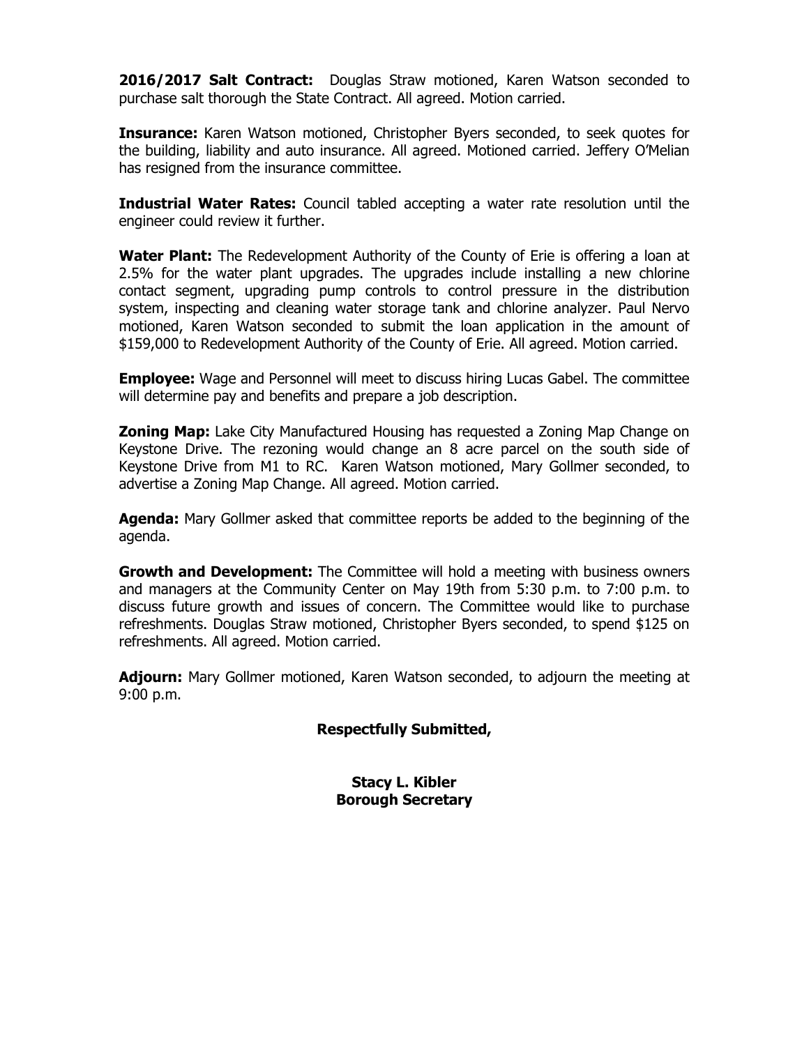**2016/2017 Salt Contract:** Douglas Straw motioned, Karen Watson seconded to purchase salt thorough the State Contract. All agreed. Motion carried.

**Insurance:** Karen Watson motioned, Christopher Byers seconded, to seek quotes for the building, liability and auto insurance. All agreed. Motioned carried. Jeffery O'Melian has resigned from the insurance committee.

**Industrial Water Rates:** Council tabled accepting a water rate resolution until the engineer could review it further.

**Water Plant:** The Redevelopment Authority of the County of Erie is offering a loan at 2.5% for the water plant upgrades. The upgrades include installing a new chlorine contact segment, upgrading pump controls to control pressure in the distribution system, inspecting and cleaning water storage tank and chlorine analyzer. Paul Nervo motioned, Karen Watson seconded to submit the loan application in the amount of $159,000 to Redevelopment Authority of the County of Erie. All agreed. Motion carried.

**Employee:** Wage and Personnel will meet to discuss hiring Lucas Gabel. The committee will determine pay and benefits and prepare a job description.

**Zoning Map:** Lake City Manufactured Housing has requested a Zoning Map Change on Keystone Drive. The rezoning would change an 8 acre parcel on the south side of Keystone Drive from M1 to RC. Karen Watson motioned, Mary Gollmer seconded, to advertise a Zoning Map Change. All agreed. Motion carried.

**Agenda:** Mary Gollmer asked that committee reports be added to the beginning of the agenda.

**Growth and Development:** The Committee will hold a meeting with business owners and managers at the Community Center on May 19th from 5:30 p.m. to 7:00 p.m. to discuss future growth and issues of concern. The Committee would like to purchase refreshments. Douglas Straw motioned, Christopher Byers seconded, to spend $125 on refreshments. All agreed. Motion carried.

**Adjourn:** Mary Gollmer motioned, Karen Watson seconded, to adjourn the meeting at 9:00 p.m.

**Respectfully Submitted,**

**Stacy L. Kibler**
**Borough Secretary**